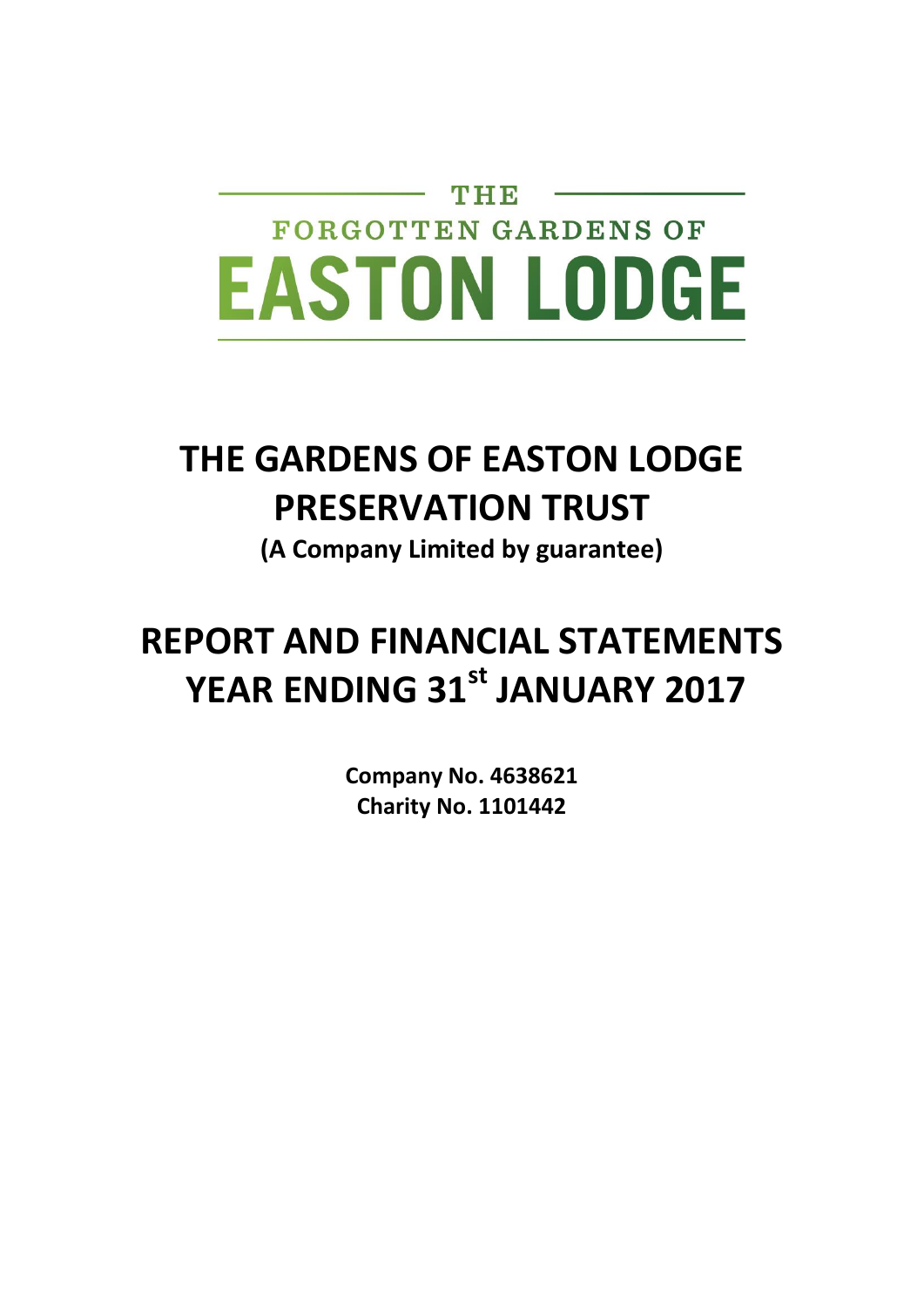THE

FORGOTTEN GARDENS OF

# EASTON LODGE

# THE GARDENS OF EASTON LODGE PRESERVATION TRUST

**(A Company Limited by guarantee)**

# REPORT AND FINANCIAL STATEMENTS YEAR ENDING 31st JANUARY 2017

**Company No. 4638621**
**Charity No. 1101442**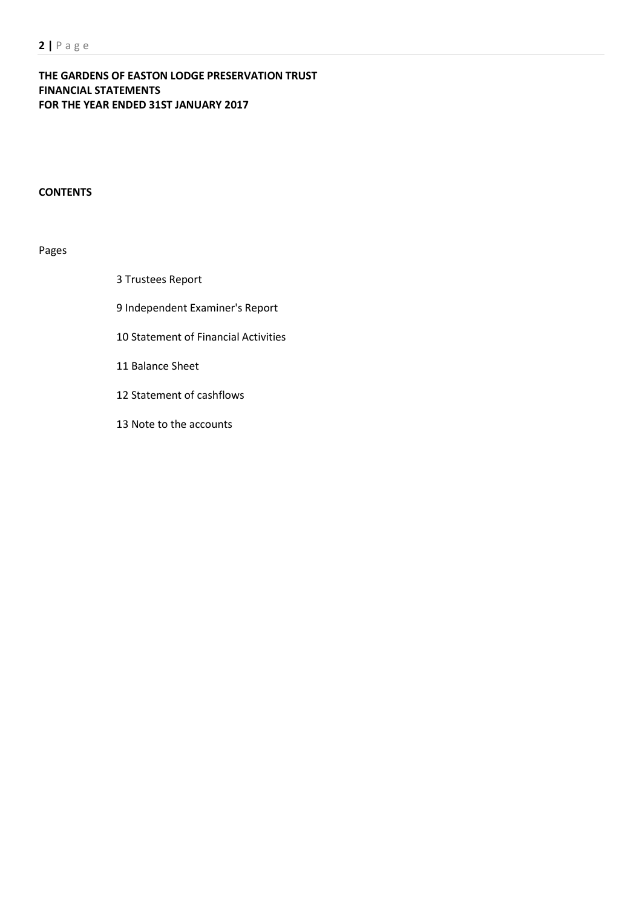**THE GARDENS OF EASTON LODGE PRESERVATION TRUST**
**FINANCIAL STATEMENTS**
**FOR THE YEAR ENDED 31ST JANUARY 2017**

**CONTENTS**

Pages

3 Trustees Report

9 Independent Examiner's Report

10 Statement of Financial Activities

11 Balance Sheet

12 Statement of cashflows

13 Note to the accounts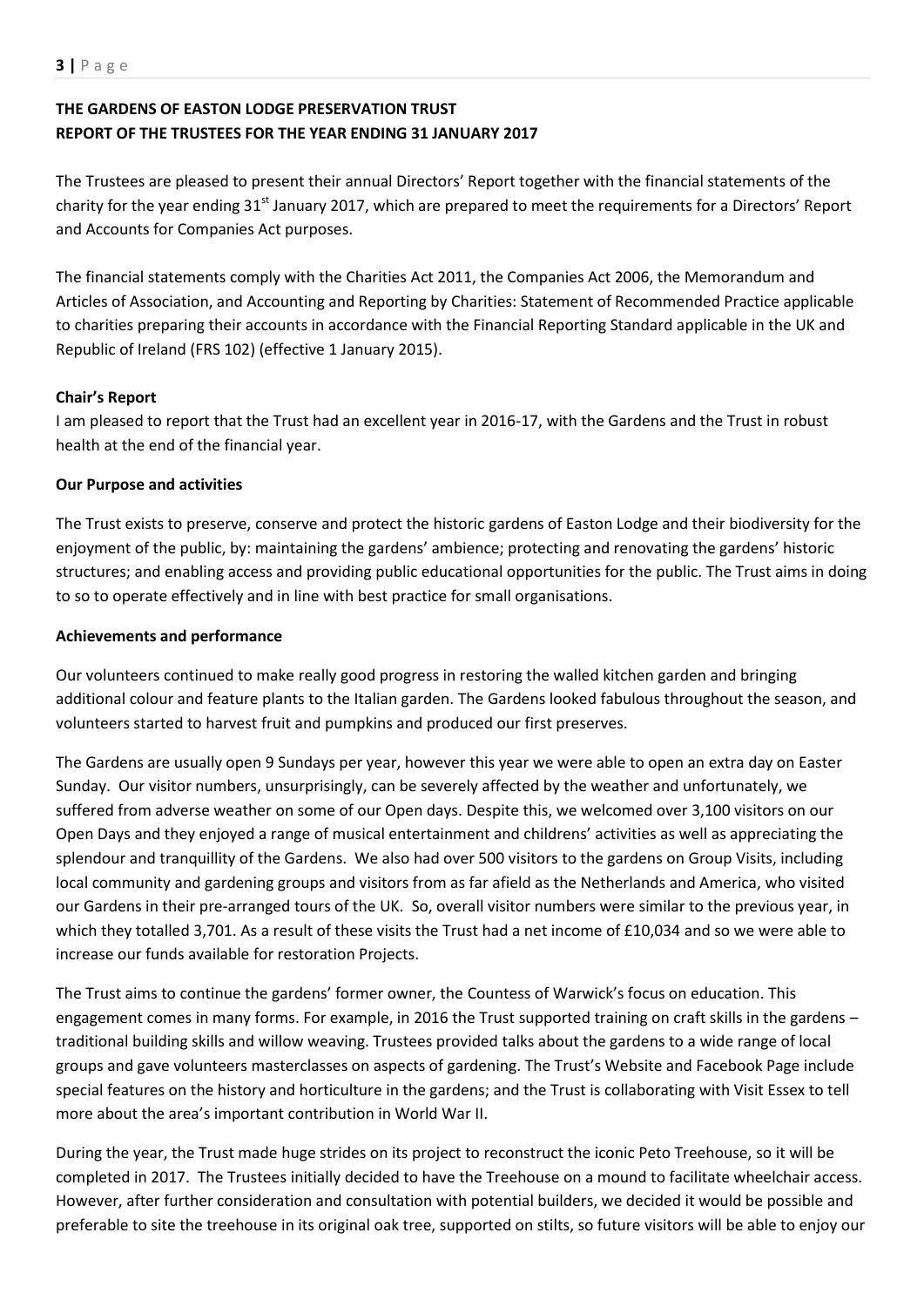**THE GARDENS OF EASTON LODGE PRESERVATION TRUST**
**REPORT OF THE TRUSTEES FOR THE YEAR ENDING 31 JANUARY 2017**

The Trustees are pleased to present their annual Directors' Report together with the financial statements of the charity for the year ending 31st January 2017, which are prepared to meet the requirements for a Directors' Report and Accounts for Companies Act purposes.

The financial statements comply with the Charities Act 2011, the Companies Act 2006, the Memorandum and Articles of Association, and Accounting and Reporting by Charities: Statement of Recommended Practice applicable to charities preparing their accounts in accordance with the Financial Reporting Standard applicable in the UK and Republic of Ireland (FRS 102) (effective 1 January 2015).

**Chair's Report**

I am pleased to report that the Trust had an excellent year in 2016-17, with the Gardens and the Trust in robust health at the end of the financial year.

**Our Purpose and activities**

The Trust exists to preserve, conserve and protect the historic gardens of Easton Lodge and their biodiversity for the enjoyment of the public, by: maintaining the gardens' ambience; protecting and renovating the gardens' historic structures; and enabling access and providing public educational opportunities for the public. The Trust aims in doing to so to operate effectively and in line with best practice for small organisations.

**Achievements and performance**

Our volunteers continued to make really good progress in restoring the walled kitchen garden and bringing additional colour and feature plants to the Italian garden. The Gardens looked fabulous throughout the season, and volunteers started to harvest fruit and pumpkins and produced our first preserves.

The Gardens are usually open 9 Sundays per year, however this year we were able to open an extra day on Easter Sunday. Our visitor numbers, unsurprisingly, can be severely affected by the weather and unfortunately, we suffered from adverse weather on some of our Open days. Despite this, we welcomed over 3,100 visitors on our Open Days and they enjoyed a range of musical entertainment and childrens' activities as well as appreciating the splendour and tranquillity of the Gardens. We also had over 500 visitors to the gardens on Group Visits, including local community and gardening groups and visitors from as far afield as the Netherlands and America, who visited our Gardens in their pre-arranged tours of the UK. So, overall visitor numbers were similar to the previous year, in which they totalled 3,701. As a result of these visits the Trust had a net income of £10,034 and so we were able to increase our funds available for restoration Projects.

The Trust aims to continue the gardens' former owner, the Countess of Warwick's focus on education. This engagement comes in many forms. For example, in 2016 the Trust supported training on craft skills in the gardens – traditional building skills and willow weaving. Trustees provided talks about the gardens to a wide range of local groups and gave volunteers masterclasses on aspects of gardening. The Trust's Website and Facebook Page include special features on the history and horticulture in the gardens; and the Trust is collaborating with Visit Essex to tell more about the area's important contribution in World War II.

During the year, the Trust made huge strides on its project to reconstruct the iconic Peto Treehouse, so it will be completed in 2017. The Trustees initially decided to have the Treehouse on a mound to facilitate wheelchair access. However, after further consideration and consultation with potential builders, we decided it would be possible and preferable to site the treehouse in its original oak tree, supported on stilts, so future visitors will be able to enjoy our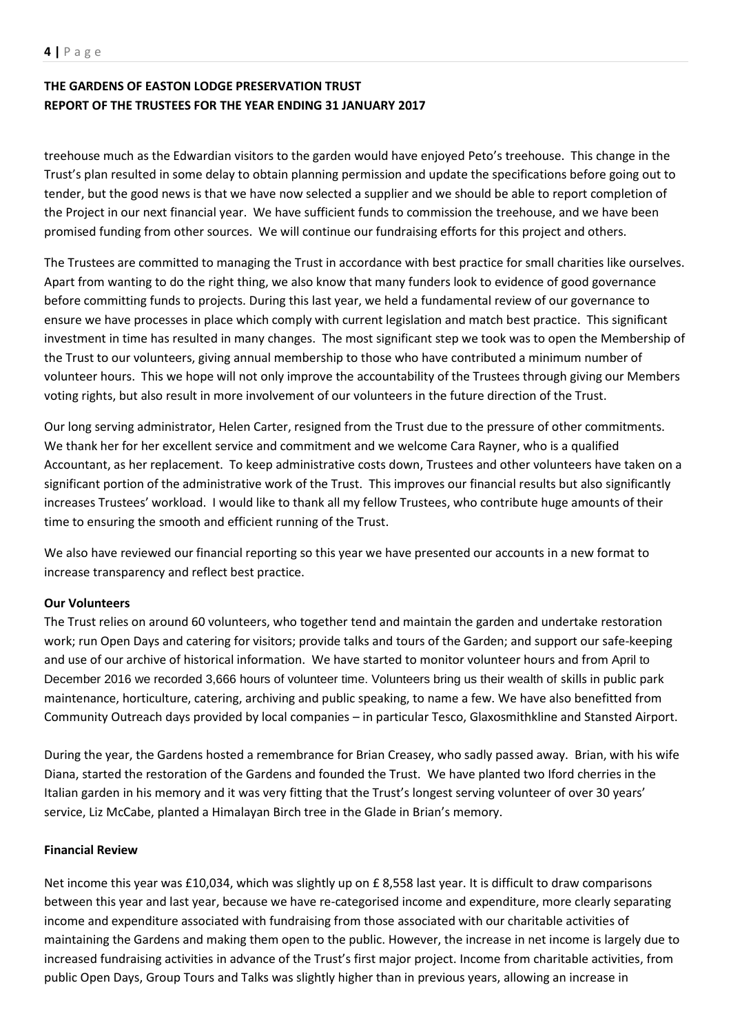**THE GARDENS OF EASTON LODGE PRESERVATION TRUST**
**REPORT OF THE TRUSTEES FOR THE YEAR ENDING 31 JANUARY 2017**

treehouse much as the Edwardian visitors to the garden would have enjoyed Peto's treehouse. This change in the Trust's plan resulted in some delay to obtain planning permission and update the specifications before going out to tender, but the good news is that we have now selected a supplier and we should be able to report completion of the Project in our next financial year. We have sufficient funds to commission the treehouse, and we have been promised funding from other sources. We will continue our fundraising efforts for this project and others.

The Trustees are committed to managing the Trust in accordance with best practice for small charities like ourselves. Apart from wanting to do the right thing, we also know that many funders look to evidence of good governance before committing funds to projects. During this last year, we held a fundamental review of our governance to ensure we have processes in place which comply with current legislation and match best practice. This significant investment in time has resulted in many changes. The most significant step we took was to open the Membership of the Trust to our volunteers, giving annual membership to those who have contributed a minimum number of volunteer hours. This we hope will not only improve the accountability of the Trustees through giving our Members voting rights, but also result in more involvement of our volunteers in the future direction of the Trust.

Our long serving administrator, Helen Carter, resigned from the Trust due to the pressure of other commitments. We thank her for her excellent service and commitment and we welcome Cara Rayner, who is a qualified Accountant, as her replacement. To keep administrative costs down, Trustees and other volunteers have taken on a significant portion of the administrative work of the Trust. This improves our financial results but also significantly increases Trustees' workload. I would like to thank all my fellow Trustees, who contribute huge amounts of their time to ensuring the smooth and efficient running of the Trust.

We also have reviewed our financial reporting so this year we have presented our accounts in a new format to increase transparency and reflect best practice.

**Our Volunteers**

The Trust relies on around 60 volunteers, who together tend and maintain the garden and undertake restoration work; run Open Days and catering for visitors; provide talks and tours of the Garden; and support our safe-keeping and use of our archive of historical information. We have started to monitor volunteer hours and from April to December 2016 we recorded 3,666 hours of volunteer time. Volunteers bring us their wealth of skills in public park maintenance, horticulture, catering, archiving and public speaking, to name a few. We have also benefitted from Community Outreach days provided by local companies – in particular Tesco, Glaxosmithkline and Stansted Airport.

During the year, the Gardens hosted a remembrance for Brian Creasey, who sadly passed away. Brian, with his wife Diana, started the restoration of the Gardens and founded the Trust. We have planted two Iford cherries in the Italian garden in his memory and it was very fitting that the Trust's longest serving volunteer of over 30 years' service, Liz McCabe, planted a Himalayan Birch tree in the Glade in Brian's memory.

**Financial Review**

Net income this year was £10,034, which was slightly up on £ 8,558 last year. It is difficult to draw comparisons between this year and last year, because we have re-categorised income and expenditure, more clearly separating income and expenditure associated with fundraising from those associated with our charitable activities of maintaining the Gardens and making them open to the public. However, the increase in net income is largely due to increased fundraising activities in advance of the Trust's first major project. Income from charitable activities, from public Open Days, Group Tours and Talks was slightly higher than in previous years, allowing an increase in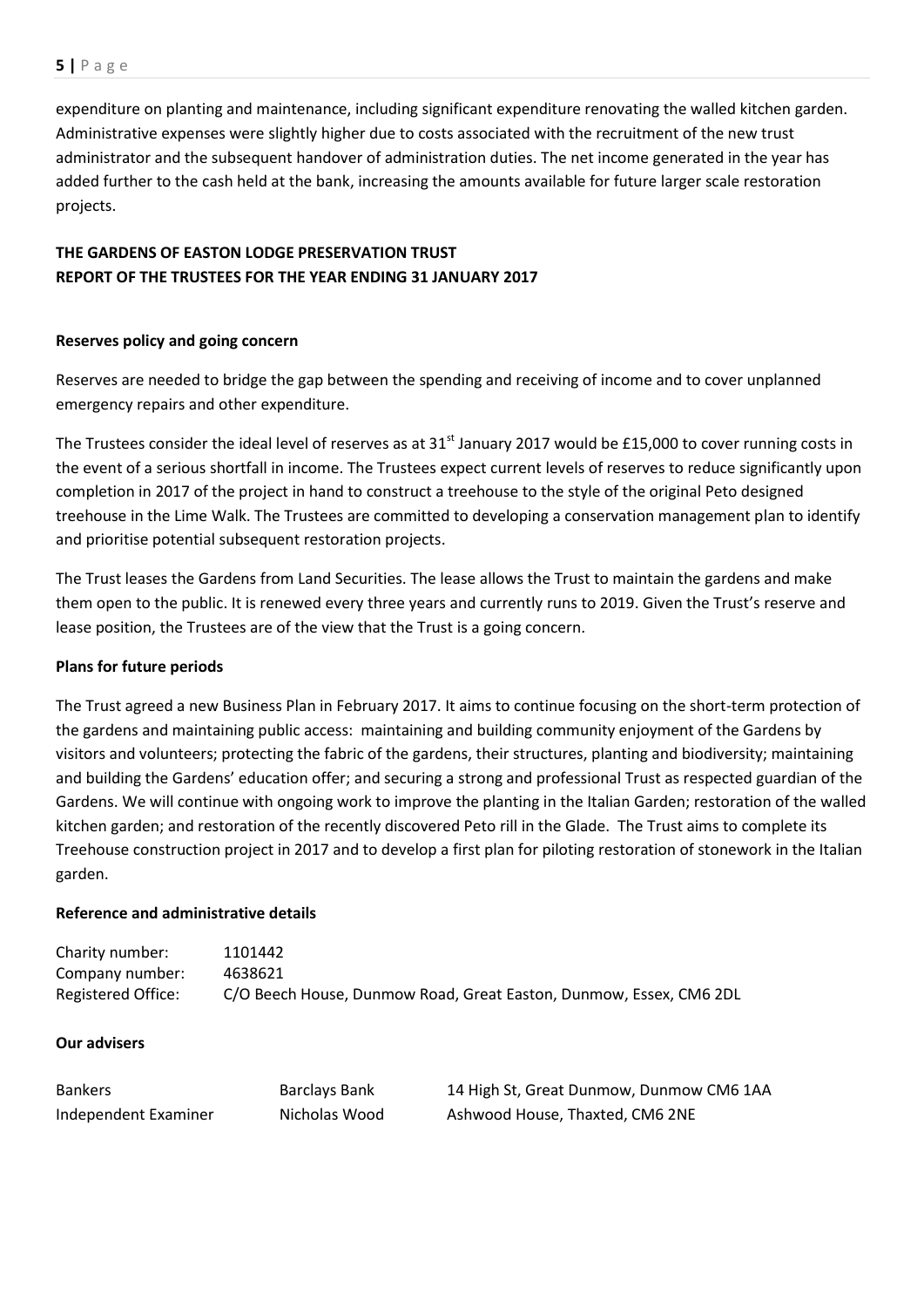expenditure on planting and maintenance, including significant expenditure renovating the walled kitchen garden. Administrative expenses were slightly higher due to costs associated with the recruitment of the new trust administrator and the subsequent handover of administration duties. The net income generated in the year has added further to the cash held at the bank, increasing the amounts available for future larger scale restoration projects.

**THE GARDENS OF EASTON LODGE PRESERVATION TRUST**
**REPORT OF THE TRUSTEES FOR THE YEAR ENDING 31 JANUARY 2017**

### Reserves policy and going concern

Reserves are needed to bridge the gap between the spending and receiving of income and to cover unplanned emergency repairs and other expenditure.

The Trustees consider the ideal level of reserves as at 31st January 2017 would be £15,000 to cover running costs in the event of a serious shortfall in income. The Trustees expect current levels of reserves to reduce significantly upon completion in 2017 of the project in hand to construct a treehouse to the style of the original Peto designed treehouse in the Lime Walk. The Trustees are committed to developing a conservation management plan to identify and prioritise potential subsequent restoration projects.

The Trust leases the Gardens from Land Securities. The lease allows the Trust to maintain the gardens and make them open to the public. It is renewed every three years and currently runs to 2019. Given the Trust's reserve and lease position, the Trustees are of the view that the Trust is a going concern.

### Plans for future periods

The Trust agreed a new Business Plan in February 2017. It aims to continue focusing on the short-term protection of the gardens and maintaining public access: maintaining and building community enjoyment of the Gardens by visitors and volunteers; protecting the fabric of the gardens, their structures, planting and biodiversity; maintaining and building the Gardens' education offer; and securing a strong and professional Trust as respected guardian of the Gardens. We will continue with ongoing work to improve the planting in the Italian Garden; restoration of the walled kitchen garden; and restoration of the recently discovered Peto rill in the Glade. The Trust aims to complete its Treehouse construction project in 2017 and to develop a first plan for piloting restoration of stonework in the Italian garden.

### Reference and administrative details

| | |
|---|---|
| Charity number: | 1101442 |
| Company number: | 4638621 |
| Registered Office: | C/O Beech House, Dunmow Road, Great Easton, Dunmow, Essex, CM6 2DL |

### Our advisers

| | | |
|---|---|---|
| Bankers | Barclays Bank | 14 High St, Great Dunmow, Dunmow CM6 1AA |
| Independent Examiner | Nicholas Wood | Ashwood House, Thaxted, CM6 2NE |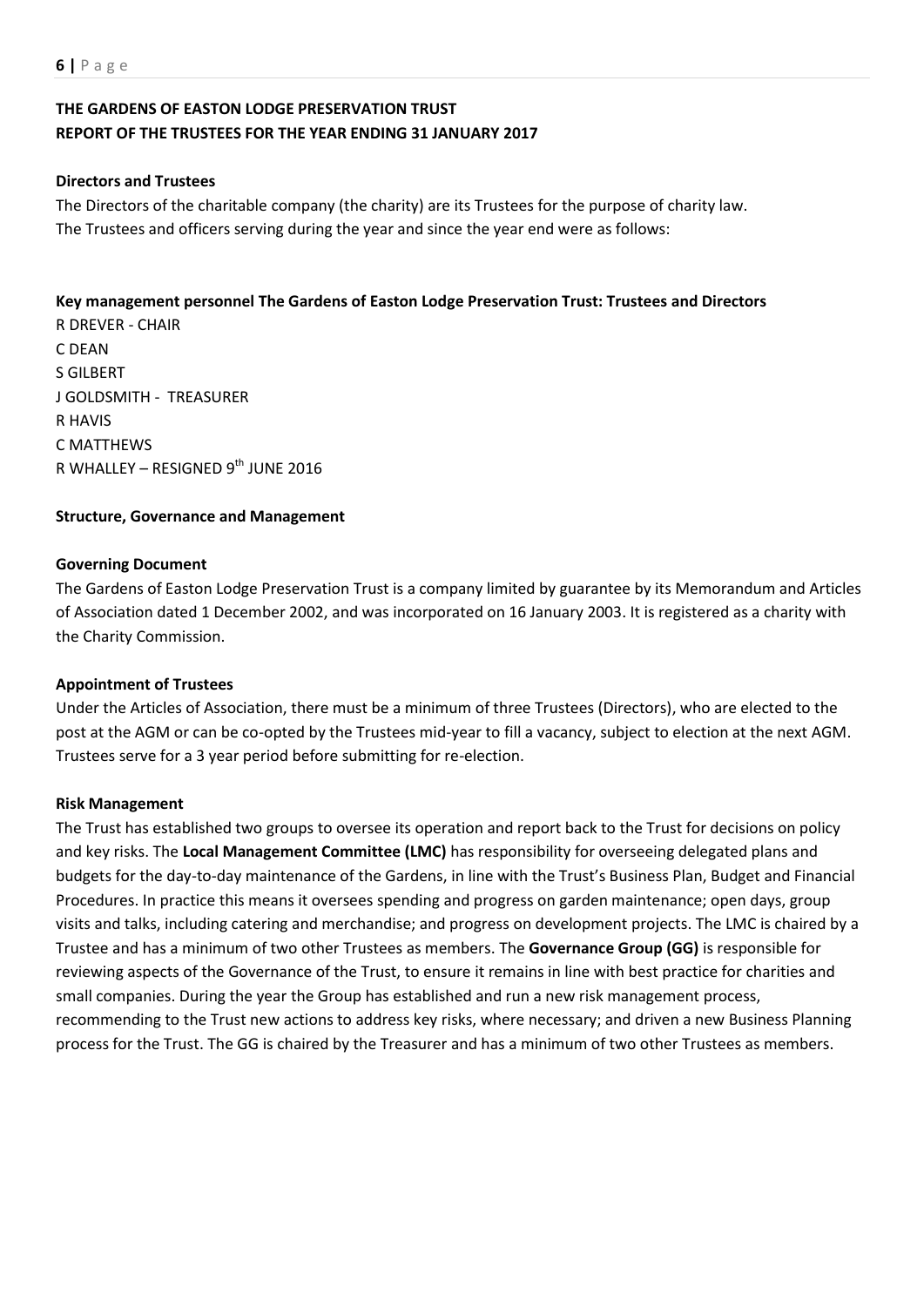**THE GARDENS OF EASTON LODGE PRESERVATION TRUST**
**REPORT OF THE TRUSTEES FOR THE YEAR ENDING 31 JANUARY 2017**

**Directors and Trustees**

The Directors of the charitable company (the charity) are its Trustees for the purpose of charity law.
The Trustees and officers serving during the year and since the year end were as follows:

**Key management personnel The Gardens of Easton Lodge Preservation Trust: Trustees and Directors**

R DREVER - CHAIR
C DEAN
S GILBERT
J GOLDSMITH - TREASURER
R HAVIS
C MATTHEWS
R WHALLEY – RESIGNED 9th JUNE 2016

**Structure, Governance and Management**

**Governing Document**

The Gardens of Easton Lodge Preservation Trust is a company limited by guarantee by its Memorandum and Articles of Association dated 1 December 2002, and was incorporated on 16 January 2003. It is registered as a charity with the Charity Commission.

**Appointment of Trustees**

Under the Articles of Association, there must be a minimum of three Trustees (Directors), who are elected to the post at the AGM or can be co-opted by the Trustees mid-year to fill a vacancy, subject to election at the next AGM. Trustees serve for a 3 year period before submitting for re-election.

**Risk Management**

The Trust has established two groups to oversee its operation and report back to the Trust for decisions on policy and key risks. The **Local Management Committee (LMC)** has responsibility for overseeing delegated plans and budgets for the day-to-day maintenance of the Gardens, in line with the Trust's Business Plan, Budget and Financial Procedures. In practice this means it oversees spending and progress on garden maintenance; open days, group visits and talks, including catering and merchandise; and progress on development projects. The LMC is chaired by a Trustee and has a minimum of two other Trustees as members. The **Governance Group (GG)** is responsible for reviewing aspects of the Governance of the Trust, to ensure it remains in line with best practice for charities and small companies. During the year the Group has established and run a new risk management process, recommending to the Trust new actions to address key risks, where necessary; and driven a new Business Planning process for the Trust. The GG is chaired by the Treasurer and has a minimum of two other Trustees as members.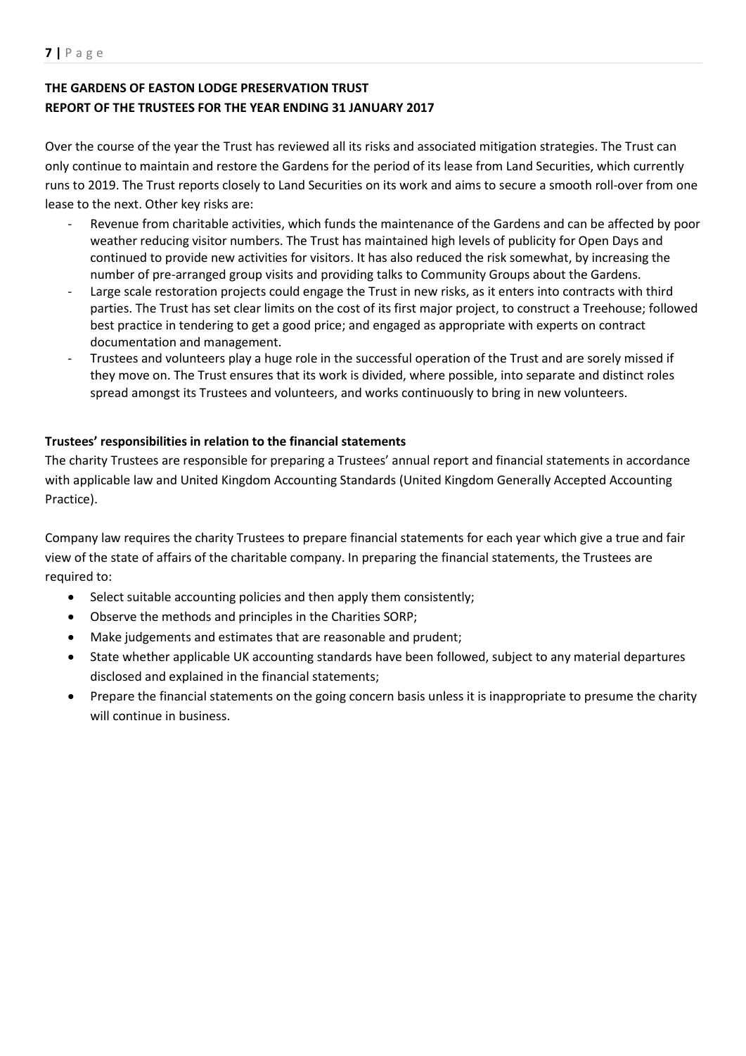**THE GARDENS OF EASTON LODGE PRESERVATION TRUST**
**REPORT OF THE TRUSTEES FOR THE YEAR ENDING 31 JANUARY 2017**

Over the course of the year the Trust has reviewed all its risks and associated mitigation strategies. The Trust can only continue to maintain and restore the Gardens for the period of its lease from Land Securities, which currently runs to 2019. The Trust reports closely to Land Securities on its work and aims to secure a smooth roll-over from one lease to the next. Other key risks are:

- Revenue from charitable activities, which funds the maintenance of the Gardens and can be affected by poor weather reducing visitor numbers. The Trust has maintained high levels of publicity for Open Days and continued to provide new activities for visitors. It has also reduced the risk somewhat, by increasing the number of pre-arranged group visits and providing talks to Community Groups about the Gardens.
- Large scale restoration projects could engage the Trust in new risks, as it enters into contracts with third parties. The Trust has set clear limits on the cost of its first major project, to construct a Treehouse; followed best practice in tendering to get a good price; and engaged as appropriate with experts on contract documentation and management.
- Trustees and volunteers play a huge role in the successful operation of the Trust and are sorely missed if they move on. The Trust ensures that its work is divided, where possible, into separate and distinct roles spread amongst its Trustees and volunteers, and works continuously to bring in new volunteers.

**Trustees' responsibilities in relation to the financial statements**

The charity Trustees are responsible for preparing a Trustees' annual report and financial statements in accordance with applicable law and United Kingdom Accounting Standards (United Kingdom Generally Accepted Accounting Practice).

Company law requires the charity Trustees to prepare financial statements for each year which give a true and fair view of the state of affairs of the charitable company. In preparing the financial statements, the Trustees are required to:

- Select suitable accounting policies and then apply them consistently;
- Observe the methods and principles in the Charities SORP;
- Make judgements and estimates that are reasonable and prudent;
- State whether applicable UK accounting standards have been followed, subject to any material departures disclosed and explained in the financial statements;
- Prepare the financial statements on the going concern basis unless it is inappropriate to presume the charity will continue in business.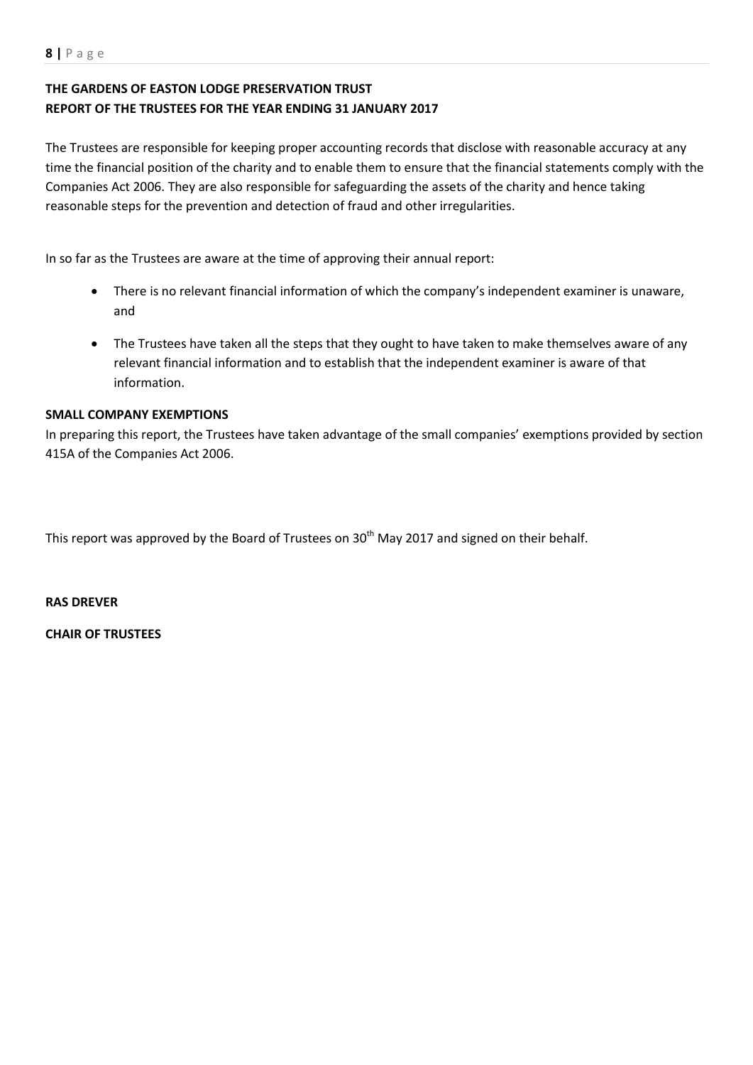**THE GARDENS OF EASTON LODGE PRESERVATION TRUST**
**REPORT OF THE TRUSTEES FOR THE YEAR ENDING 31 JANUARY 2017**

The Trustees are responsible for keeping proper accounting records that disclose with reasonable accuracy at any time the financial position of the charity and to enable them to ensure that the financial statements comply with the Companies Act 2006. They are also responsible for safeguarding the assets of the charity and hence taking reasonable steps for the prevention and detection of fraud and other irregularities.

In so far as the Trustees are aware at the time of approving their annual report:

- There is no relevant financial information of which the company's independent examiner is unaware, and
- The Trustees have taken all the steps that they ought to have taken to make themselves aware of any relevant financial information and to establish that the independent examiner is aware of that information.

**SMALL COMPANY EXEMPTIONS**

In preparing this report, the Trustees have taken advantage of the small companies' exemptions provided by section 415A of the Companies Act 2006.

This report was approved by the Board of Trustees on 30th May 2017 and signed on their behalf.

**RAS DREVER**

**CHAIR OF TRUSTEES**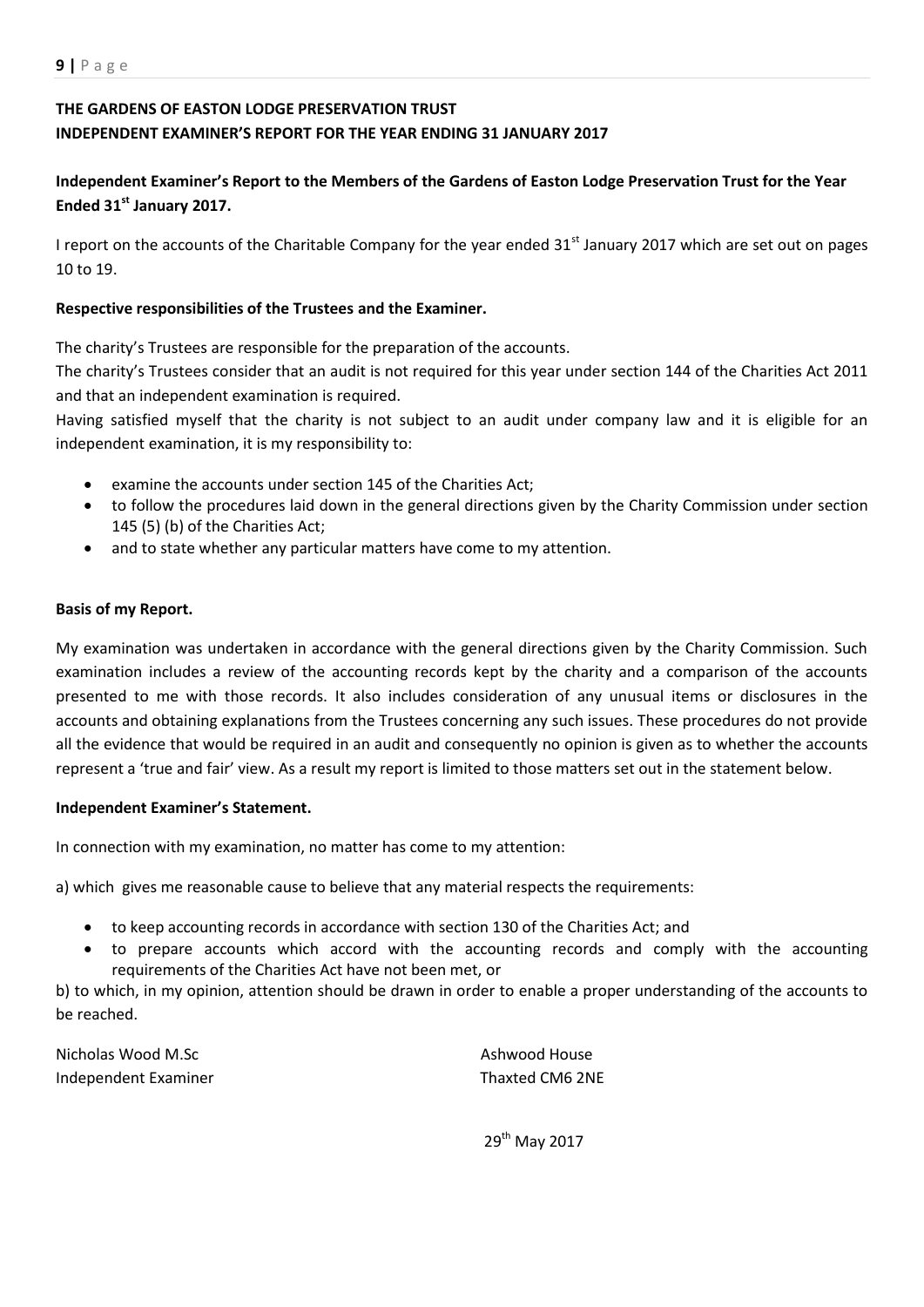**THE GARDENS OF EASTON LODGE PRESERVATION TRUST**
**INDEPENDENT EXAMINER'S REPORT FOR THE YEAR ENDING 31 JANUARY 2017**

**Independent Examiner's Report to the Members of the Gardens of Easton Lodge Preservation Trust for the Year Ended 31st January 2017.**

I report on the accounts of the Charitable Company for the year ended 31st January 2017 which are set out on pages 10 to 19.

**Respective responsibilities of the Trustees and the Examiner.**

The charity's Trustees are responsible for the preparation of the accounts.

The charity's Trustees consider that an audit is not required for this year under section 144 of the Charities Act 2011 and that an independent examination is required.

Having satisfied myself that the charity is not subject to an audit under company law and it is eligible for an independent examination, it is my responsibility to:

- examine the accounts under section 145 of the Charities Act;
- to follow the procedures laid down in the general directions given by the Charity Commission under section 145 (5) (b) of the Charities Act;
- and to state whether any particular matters have come to my attention.

**Basis of my Report.**

My examination was undertaken in accordance with the general directions given by the Charity Commission. Such examination includes a review of the accounting records kept by the charity and a comparison of the accounts presented to me with those records. It also includes consideration of any unusual items or disclosures in the accounts and obtaining explanations from the Trustees concerning any such issues. These procedures do not provide all the evidence that would be required in an audit and consequently no opinion is given as to whether the accounts represent a 'true and fair' view. As a result my report is limited to those matters set out in the statement below.

**Independent Examiner's Statement.**

In connection with my examination, no matter has come to my attention:

a) which gives me reasonable cause to believe that any material respects the requirements:

- to keep accounting records in accordance with section 130 of the Charities Act; and
- to prepare accounts which accord with the accounting records and comply with the accounting requirements of the Charities Act have not been met, or

b) to which, in my opinion, attention should be drawn in order to enable a proper understanding of the accounts to be reached.

Nicholas Wood M.Sc
Independent Examiner

Ashwood House
Thaxted CM6 2NE

29th May 2017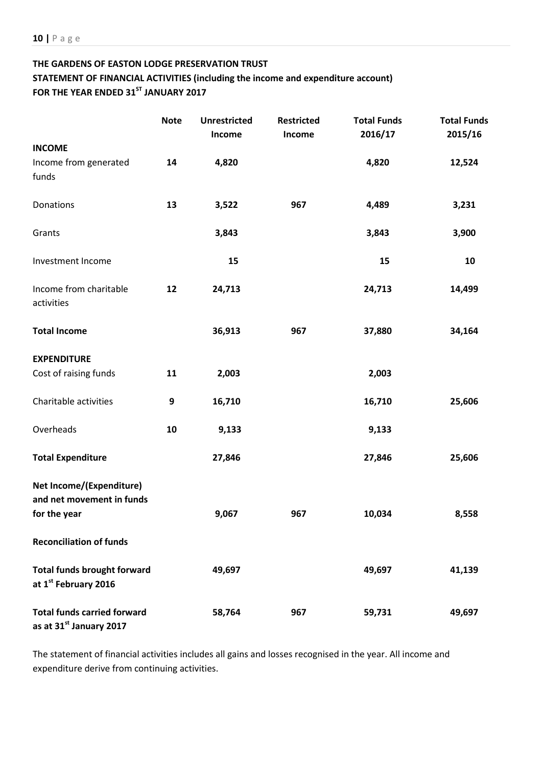**THE GARDENS OF EASTON LODGE PRESERVATION TRUST**

**STATEMENT OF FINANCIAL ACTIVITIES (including the income and expenditure account)**

**FOR THE YEAR ENDED 31[ST] JANUARY 2017**

| | Note | Unrestricted Income | Restricted Income | Total Funds 2016/17 | Total Funds 2015/16 |
|---|---|---|---|---|---|
| **INCOME** | | | | | |
| Income from generated funds | **14** | **4,820** | | **4,820** | **12,524** |
| Donations | **13** | **3,522** | **967** | **4,489** | **3,231** |
| Grants | | **3,843** | | **3,843** | **3,900** |
| Investment Income | | **15** | | **15** | **10** |
| Income from charitable activities | **12** | **24,713** | | **24,713** | **14,499** |
| **Total Income** | | **36,913** | **967** | **37,880** | **34,164** |
| **EXPENDITURE** | | | | | |
| Cost of raising funds | **11** | **2,003** | | **2,003** | |
| Charitable activities | **9** | **16,710** | | **16,710** | **25,606** |
| Overheads | **10** | **9,133** | | **9,133** | |
| **Total Expenditure** | | **27,846** | | **27,846** | **25,606** |
| **Net Income/(Expenditure) and net movement in funds for the year** | | **9,067** | **967** | **10,034** | **8,558** |
| **Reconciliation of funds** | | | | | |
| **Total funds brought forward at 1[st] February 2016** | | **49,697** | | **49,697** | **41,139** |
| **Total funds carried forward as at 31[st] January 2017** | | **58,764** | **967** | **59,731** | **49,697** |

The statement of financial activities includes all gains and losses recognised in the year. All income and expenditure derive from continuing activities.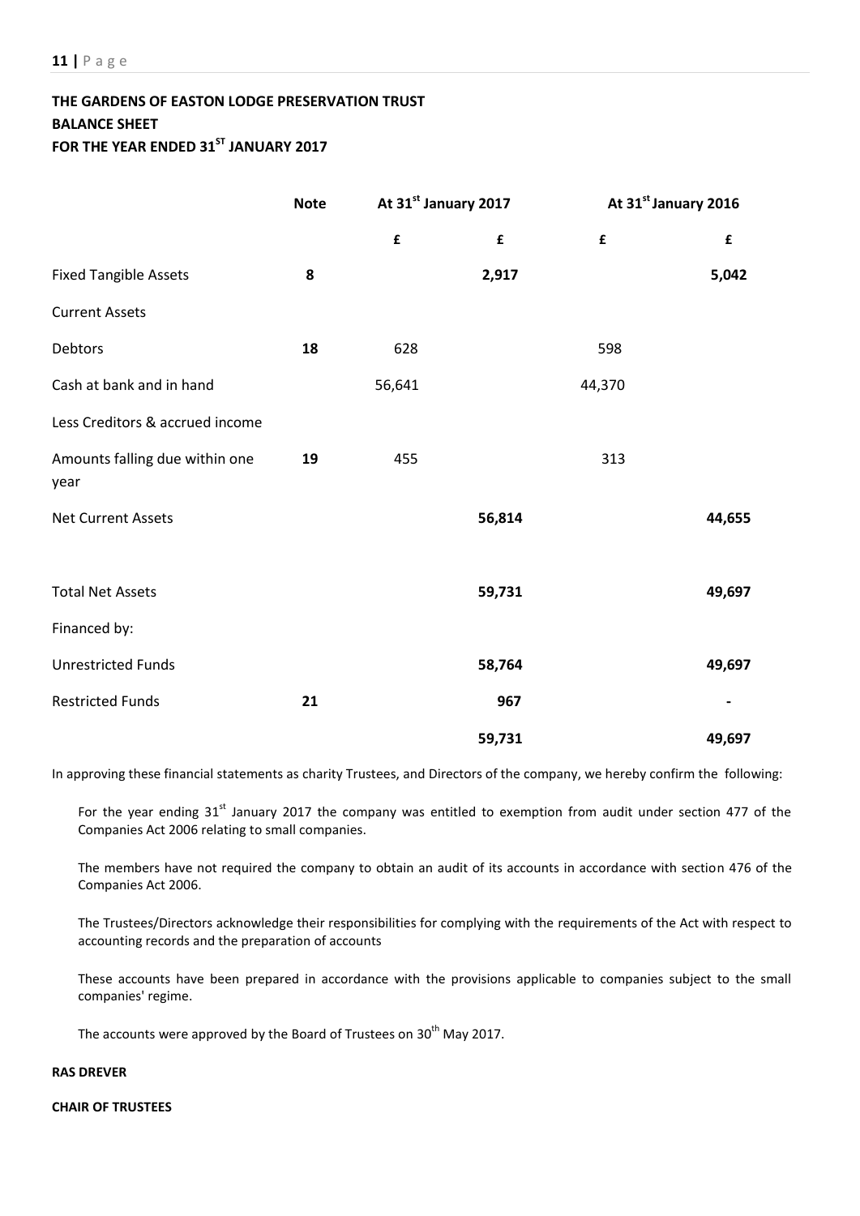**THE GARDENS OF EASTON LODGE PRESERVATION TRUST**
**BALANCE SHEET**
**FOR THE YEAR ENDED 31ST JANUARY 2017**

| | Note | At 31st January 2017 | | At 31st January 2016 | |
|---|---|---|---|---|---|
| | | £ | £ | £ | £ |
| Fixed Tangible Assets | **8** | | **2,917** | | **5,042** |
| Current Assets | | | | | |
| Debtors | **18** | 628 | | 598 | |
| Cash at bank and in hand | | 56,641 | | 44,370 | |
| Less Creditors & accrued income | | | | | |
| Amounts falling due within one year | **19** | 455 | | 313 | |
| Net Current Assets | | | **56,814** | | **44,655** |
| Total Net Assets | | | **59,731** | | **49,697** |
| Financed by: | | | | | |
| Unrestricted Funds | | | **58,764** | | **49,697** |
| Restricted Funds | **21** | | **967** | | **-** |
| | | | **59,731** | | **49,697** |

In approving these financial statements as charity Trustees, and Directors of the company, we hereby confirm the following:

For the year ending 31st January 2017 the company was entitled to exemption from audit under section 477 of the Companies Act 2006 relating to small companies.

The members have not required the company to obtain an audit of its accounts in accordance with section 476 of the Companies Act 2006.

The Trustees/Directors acknowledge their responsibilities for complying with the requirements of the Act with respect to accounting records and the preparation of accounts

These accounts have been prepared in accordance with the provisions applicable to companies subject to the small companies' regime.

The accounts were approved by the Board of Trustees on 30th May 2017.

**RAS DREVER**

**CHAIR OF TRUSTEES**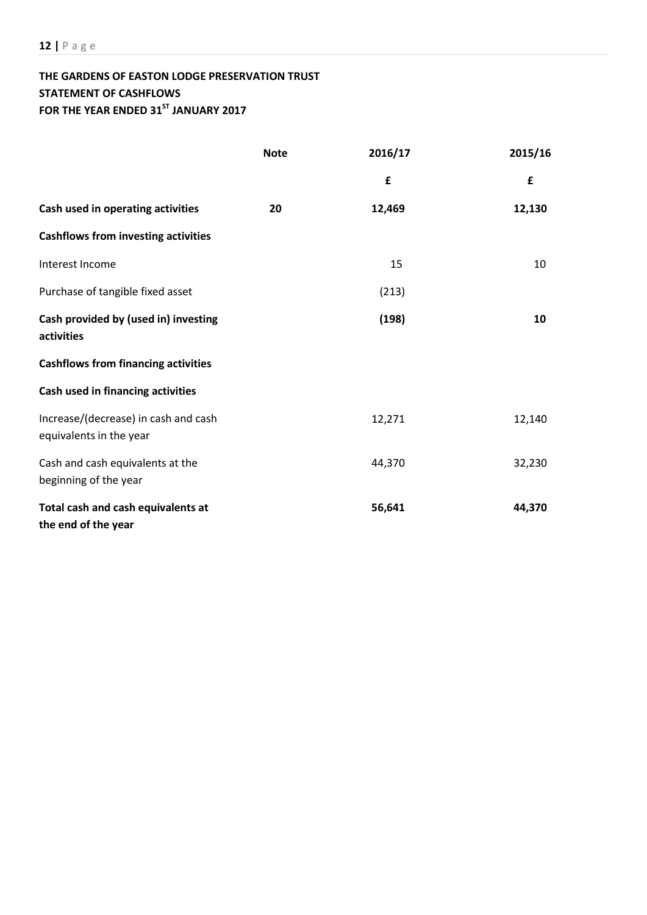**THE GARDENS OF EASTON LODGE PRESERVATION TRUST**
**STATEMENT OF CASHFLOWS**
**FOR THE YEAR ENDED 31[ST] JANUARY 2017**

| | Note | 2016/17 | 2015/16 |
|---|---|---|---|
| | | £ | £ |
| **Cash used in operating activities** | **20** | **12,469** | **12,130** |
| **Cashflows from investing activities** | | | |
| Interest Income | | 15 | 10 |
| Purchase of tangible fixed asset | | (213) | |
| **Cash provided by (used in) investing activities** | | **(198)** | **10** |
| **Cashflows from financing activities** | | | |
| **Cash used in financing activities** | | | |
| Increase/(decrease) in cash and cash equivalents in the year | | 12,271 | 12,140 |
| Cash and cash equivalents at the beginning of the year | | 44,370 | 32,230 |
| **Total cash and cash equivalents at the end of the year** | | **56,641** | **44,370** |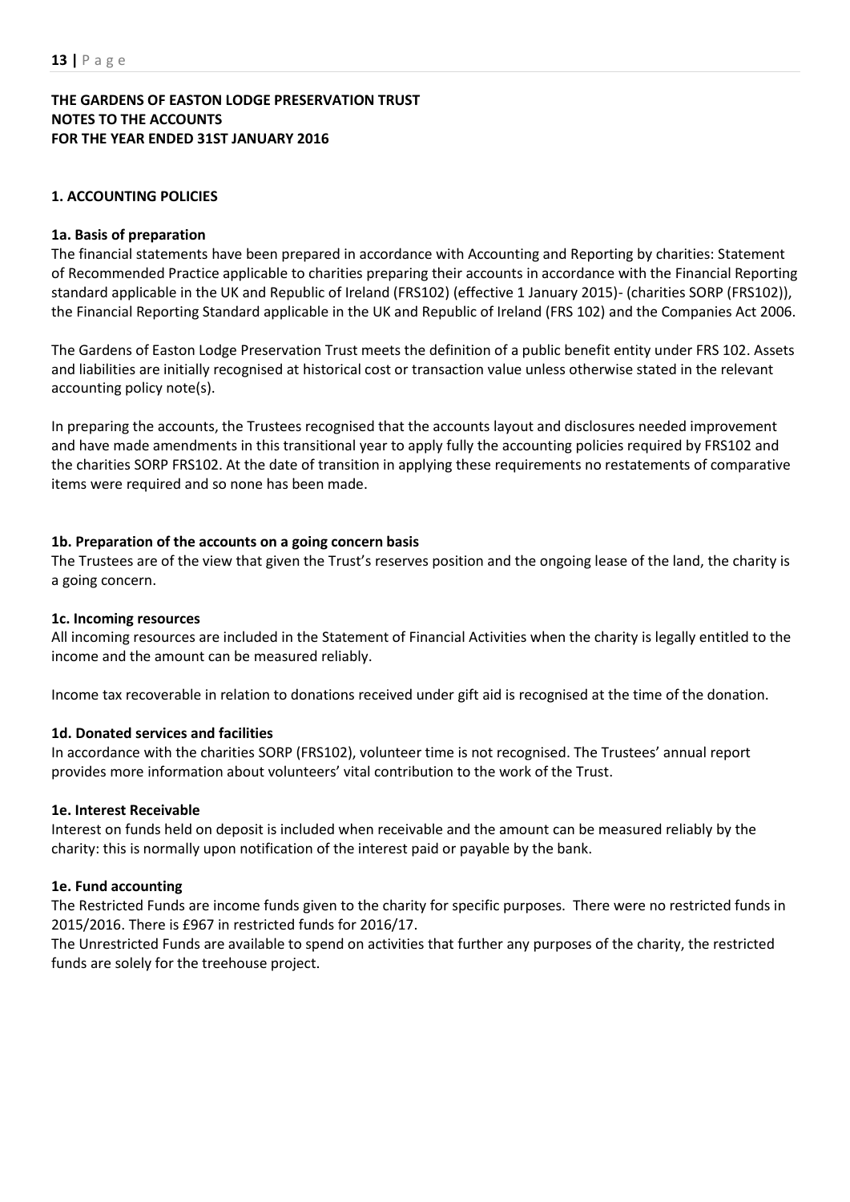**THE GARDENS OF EASTON LODGE PRESERVATION TRUST**
**NOTES TO THE ACCOUNTS**
**FOR THE YEAR ENDED 31ST JANUARY 2016**

## 1. ACCOUNTING POLICIES

### 1a. Basis of preparation

The financial statements have been prepared in accordance with Accounting and Reporting by charities: Statement of Recommended Practice applicable to charities preparing their accounts in accordance with the Financial Reporting standard applicable in the UK and Republic of Ireland (FRS102) (effective 1 January 2015)- (charities SORP (FRS102)), the Financial Reporting Standard applicable in the UK and Republic of Ireland (FRS 102) and the Companies Act 2006.

The Gardens of Easton Lodge Preservation Trust meets the definition of a public benefit entity under FRS 102. Assets and liabilities are initially recognised at historical cost or transaction value unless otherwise stated in the relevant accounting policy note(s).

In preparing the accounts, the Trustees recognised that the accounts layout and disclosures needed improvement and have made amendments in this transitional year to apply fully the accounting policies required by FRS102 and the charities SORP FRS102. At the date of transition in applying these requirements no restatements of comparative items were required and so none has been made.

### 1b. Preparation of the accounts on a going concern basis

The Trustees are of the view that given the Trust's reserves position and the ongoing lease of the land, the charity is a going concern.

### 1c. Incoming resources

All incoming resources are included in the Statement of Financial Activities when the charity is legally entitled to the income and the amount can be measured reliably.

Income tax recoverable in relation to donations received under gift aid is recognised at the time of the donation.

### 1d. Donated services and facilities

In accordance with the charities SORP (FRS102), volunteer time is not recognised. The Trustees' annual report provides more information about volunteers' vital contribution to the work of the Trust.

### 1e. Interest Receivable

Interest on funds held on deposit is included when receivable and the amount can be measured reliably by the charity: this is normally upon notification of the interest paid or payable by the bank.

### 1e. Fund accounting

The Restricted Funds are income funds given to the charity for specific purposes. There were no restricted funds in 2015/2016. There is £967 in restricted funds for 2016/17.
The Unrestricted Funds are available to spend on activities that further any purposes of the charity, the restricted funds are solely for the treehouse project.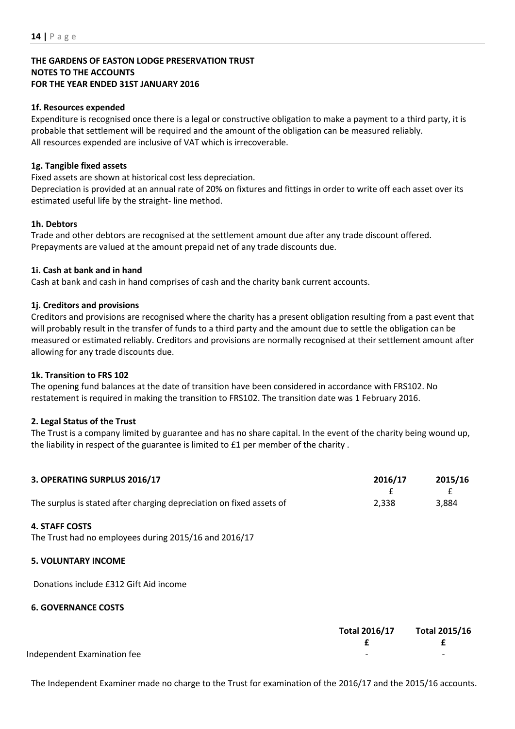**THE GARDENS OF EASTON LODGE PRESERVATION TRUST**
**NOTES TO THE ACCOUNTS**
**FOR THE YEAR ENDED 31ST JANUARY 2016**

**1f. Resources expended**

Expenditure is recognised once there is a legal or constructive obligation to make a payment to a third party, it is probable that settlement will be required and the amount of the obligation can be measured reliably.
All resources expended are inclusive of VAT which is irrecoverable.

**1g. Tangible fixed assets**

Fixed assets are shown at historical cost less depreciation.
Depreciation is provided at an annual rate of 20% on fixtures and fittings in order to write off each asset over its estimated useful life by the straight- line method.

**1h. Debtors**

Trade and other debtors are recognised at the settlement amount due after any trade discount offered.
Prepayments are valued at the amount prepaid net of any trade discounts due.

**1i. Cash at bank and in hand**

Cash at bank and cash in hand comprises of cash and the charity bank current accounts.

**1j. Creditors and provisions**

Creditors and provisions are recognised where the charity has a present obligation resulting from a past event that will probably result in the transfer of funds to a third party and the amount due to settle the obligation can be measured or estimated reliably. Creditors and provisions are normally recognised at their settlement amount after allowing for any trade discounts due.

**1k. Transition to FRS 102**

The opening fund balances at the date of transition have been considered in accordance with FRS102. No restatement is required in making the transition to FRS102. The transition date was 1 February 2016.

**2. Legal Status of the Trust**

The Trust is a company limited by guarantee and has no share capital. In the event of the charity being wound up, the liability in respect of the guarantee is limited to £1 per member of the charity .

| **3. OPERATING SURPLUS 2016/17** | **2016/17** | **2015/16** |
|---|---|---|
| | £ | £ |
| The surplus is stated after charging depreciation on fixed assets of | 2,338 | 3,884 |

**4. STAFF COSTS**

The Trust had no employees during 2015/16 and 2016/17

**5. VOLUNTARY INCOME**

Donations include £312 Gift Aid income

**6. GOVERNANCE COSTS**

| | **Total 2016/17** | **Total 2015/16** |
|---|---|---|
| | **£** | **£** |
| Independent Examination fee | - | - |

The Independent Examiner made no charge to the Trust for examination of the 2016/17 and the 2015/16 accounts.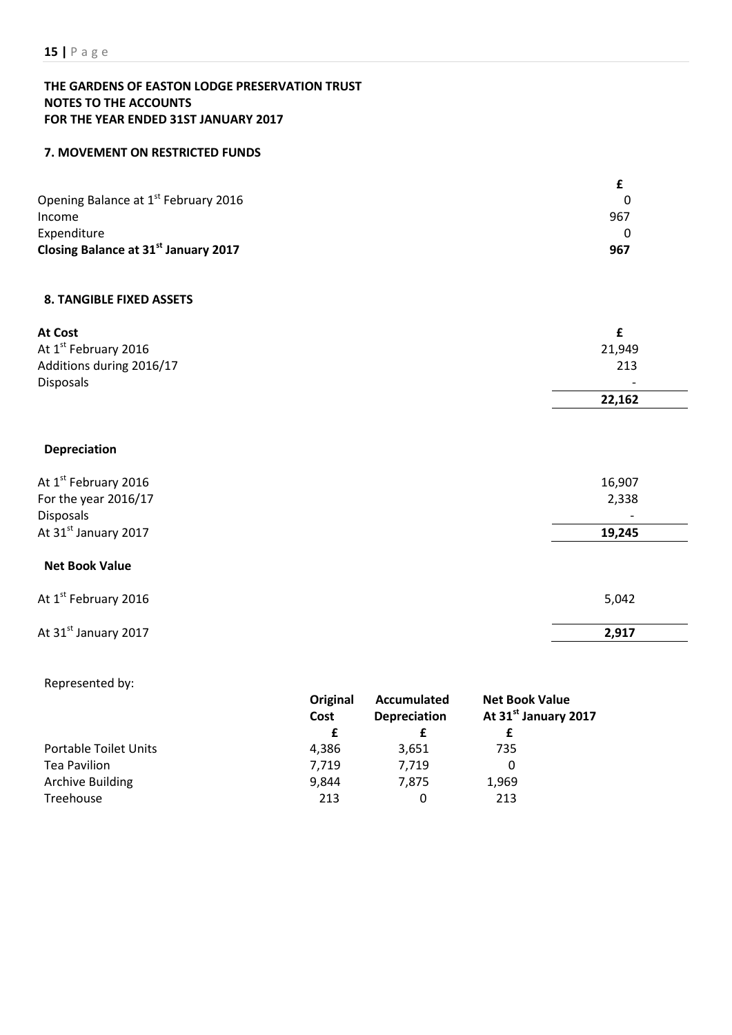**THE GARDENS OF EASTON LODGE PRESERVATION TRUST**
**NOTES TO THE ACCOUNTS**
**FOR THE YEAR ENDED 31ST JANUARY 2017**

### 7. MOVEMENT ON RESTRICTED FUNDS

| | £ |
|---|---|
| Opening Balance at 1st February 2016 | 0 |
| Income | 967 |
| Expenditure | 0 |
| **Closing Balance at 31st January 2017** | **967** |

### 8. TANGIBLE FIXED ASSETS

| **At Cost** | £ |
|---|---|
| At 1st February 2016 | 21,949 |
| Additions during 2016/17 | 213 |
| Disposals | - |
| | **22,162** |
| **Depreciation** | |
| At 1st February 2016 | 16,907 |
| For the year 2016/17 | 2,338 |
| Disposals | - |
| At 31st January 2017 | **19,245** |
| **Net Book Value** | |
| At 1st February 2016 | 5,042 |
| At 31st January 2017 | **2,917** |

Represented by:

| | **Original Cost** | **Accumulated Depreciation** | **Net Book Value At 31st January 2017** |
|---|---|---|---|
| | **£** | **£** | **£** |
| Portable Toilet Units | 4,386 | 3,651 | 735 |
| Tea Pavilion | 7,719 | 7,719 | 0 |
| Archive Building | 9,844 | 7,875 | 1,969 |
| Treehouse | 213 | 0 | 213 |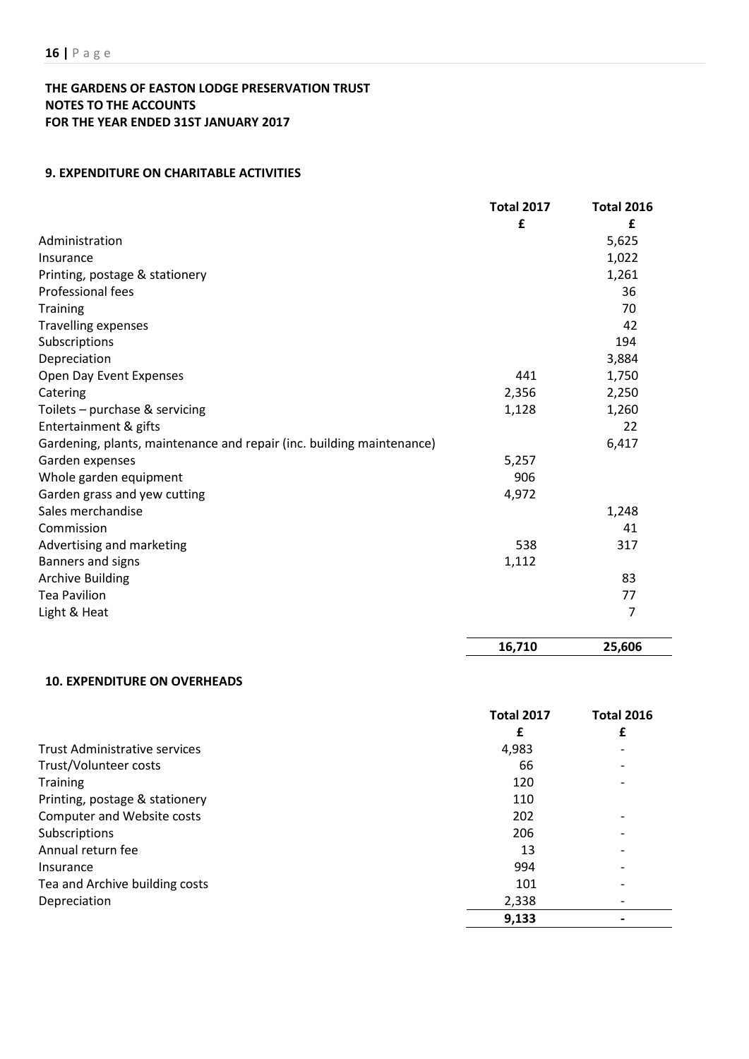**THE GARDENS OF EASTON LODGE PRESERVATION TRUST**
**NOTES TO THE ACCOUNTS**
**FOR THE YEAR ENDED 31ST JANUARY 2017**

### 9. EXPENDITURE ON CHARITABLE ACTIVITIES

| | Total 2017 | Total 2016 |
|---|---|---|
| | £ | £ |
| Administration | | 5,625 |
| Insurance | | 1,022 |
| Printing, postage & stationery | | 1,261 |
| Professional fees | | 36 |
| Training | | 70 |
| Travelling expenses | | 42 |
| Subscriptions | | 194 |
| Depreciation | | 3,884 |
| Open Day Event Expenses | 441 | 1,750 |
| Catering | 2,356 | 2,250 |
| Toilets – purchase & servicing | 1,128 | 1,260 |
| Entertainment & gifts | | 22 |
| Gardening, plants, maintenance and repair (inc. building maintenance) | | 6,417 |
| Garden expenses | 5,257 | |
| Whole garden equipment | 906 | |
| Garden grass and yew cutting | 4,972 | |
| Sales merchandise | | 1,248 |
| Commission | | 41 |
| Advertising and marketing | 538 | 317 |
| Banners and signs | 1,112 | |
| Archive Building | | 83 |
| Tea Pavilion | | 77 |
| Light & Heat | | 7 |
| | **16,710** | **25,606** |

### 10. EXPENDITURE ON OVERHEADS

| | Total 2017 | Total 2016 |
|---|---|---|
| | £ | £ |
| Trust Administrative services | 4,983 | - |
| Trust/Volunteer costs | 66 | - |
| Training | 120 | - |
| Printing, postage & stationery | 110 | |
| Computer and Website costs | 202 | - |
| Subscriptions | 206 | - |
| Annual return fee | 13 | - |
| Insurance | 994 | - |
| Tea and Archive building costs | 101 | - |
| Depreciation | 2,338 | - |
| | **9,133** | **-** |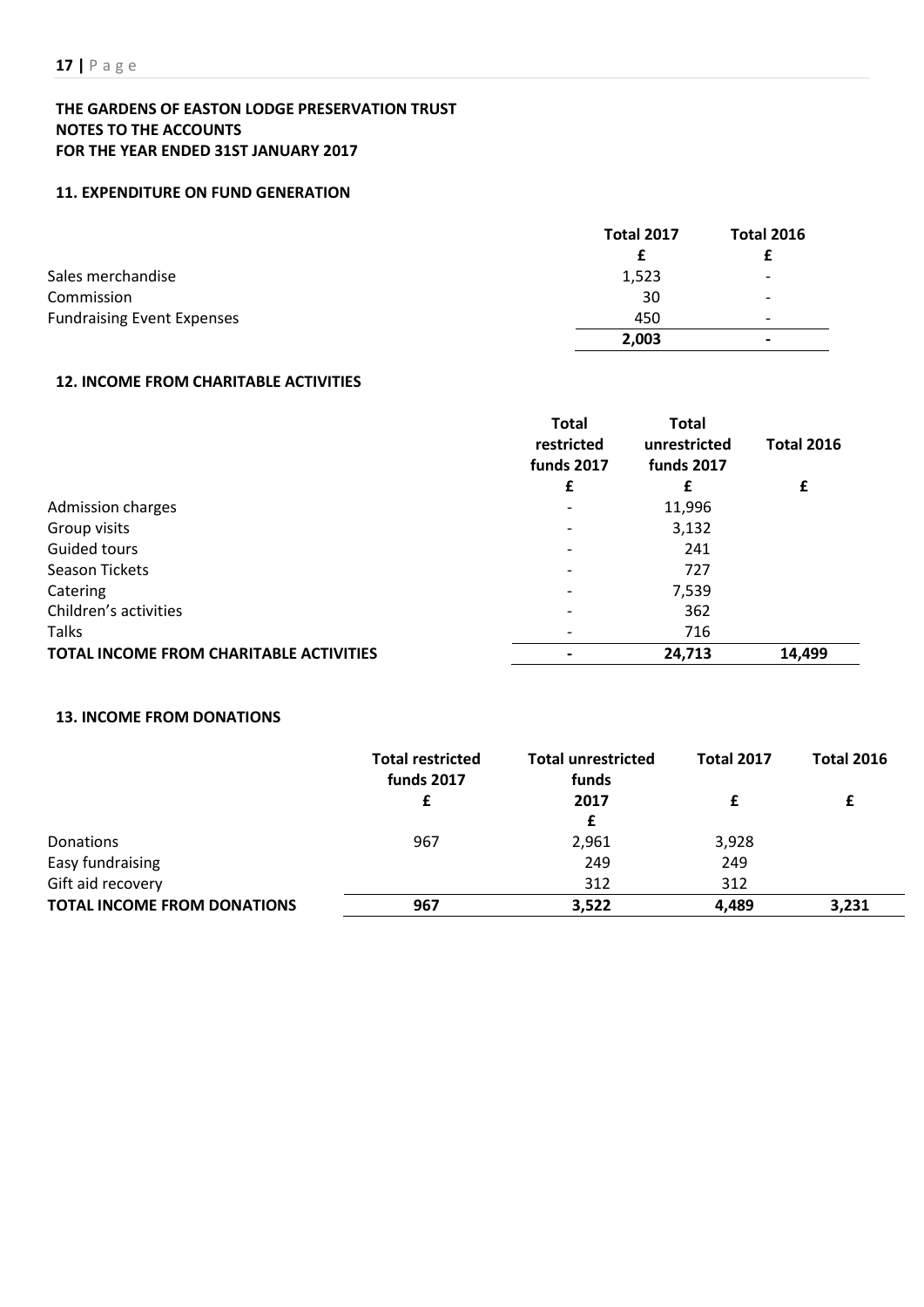**THE GARDENS OF EASTON LODGE PRESERVATION TRUST**
**NOTES TO THE ACCOUNTS**
**FOR THE YEAR ENDED 31ST JANUARY 2017**

### 11. EXPENDITURE ON FUND GENERATION

| | Total 2017 | Total 2016 |
|---|---|---|
| | £ | £ |
| Sales merchandise | 1,523 | - |
| Commission | 30 | - |
| Fundraising Event Expenses | 450 | - |
| | **2,003** | **-** |

### 12. INCOME FROM CHARITABLE ACTIVITIES

| | Total restricted funds 2017 | Total unrestricted funds 2017 | Total 2016 |
|---|---|---|---|
| | £ | £ | £ |
| Admission charges | - | 11,996 | |
| Group visits | - | 3,132 | |
| Guided tours | - | 241 | |
| Season Tickets | - | 727 | |
| Catering | - | 7,539 | |
| Children's activities | - | 362 | |
| Talks | - | 716 | |
| **TOTAL INCOME FROM CHARITABLE ACTIVITIES** | **-** | **24,713** | **14,499** |

### 13. INCOME FROM DONATIONS

| | Total restricted funds 2017 | Total unrestricted funds 2017 | Total 2017 | Total 2016 |
|---|---|---|---|---|
| | £ | £ | £ | £ |
| Donations | 967 | 2,961 | 3,928 | |
| Easy fundraising | | 249 | 249 | |
| Gift aid recovery | | 312 | 312 | |
| **TOTAL INCOME FROM DONATIONS** | **967** | **3,522** | **4,489** | **3,231** |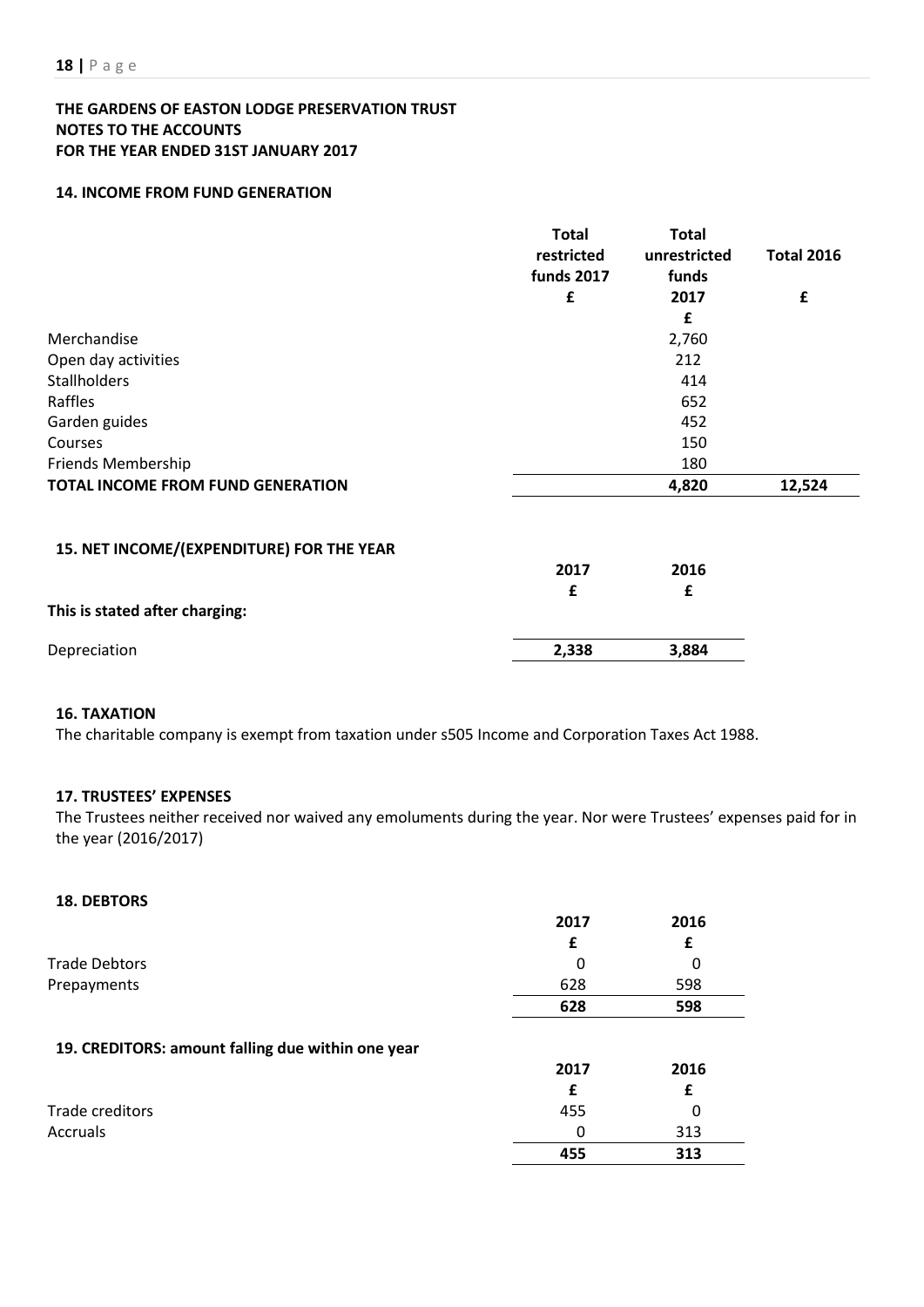**THE GARDENS OF EASTON LODGE PRESERVATION TRUST**
**NOTES TO THE ACCOUNTS**
**FOR THE YEAR ENDED 31ST JANUARY 2017**

### 14. INCOME FROM FUND GENERATION

| | Total restricted funds 2017 £ | Total unrestricted funds 2017 £ | Total 2016 £ |
|---|---|---|---|
| Merchandise | | 2,760 | |
| Open day activities | | 212 | |
| Stallholders | | 414 | |
| Raffles | | 652 | |
| Garden guides | | 452 | |
| Courses | | 150 | |
| Friends Membership | | 180 | |
| **TOTAL INCOME FROM FUND GENERATION** | | **4,820** | **12,524** |

### 15. NET INCOME/(EXPENDITURE) FOR THE YEAR

| | 2017 £ | 2016 £ |
|---|---|---|
| **This is stated after charging:** | | |
| Depreciation | **2,338** | **3,884** |

### 16. TAXATION

The charitable company is exempt from taxation under s505 Income and Corporation Taxes Act 1988.

### 17. TRUSTEES' EXPENSES

The Trustees neither received nor waived any emoluments during the year. Nor were Trustees' expenses paid for in the year (2016/2017)

### 18. DEBTORS

| | 2017 £ | 2016 £ |
|---|---|---|
| Trade Debtors | 0 | 0 |
| Prepayments | 628 | 598 |
| | **628** | **598** |

### 19. CREDITORS: amount falling due within one year

| | 2017 £ | 2016 £ |
|---|---|---|
| Trade creditors | 455 | 0 |
| Accruals | 0 | 313 |
| | **455** | **313** |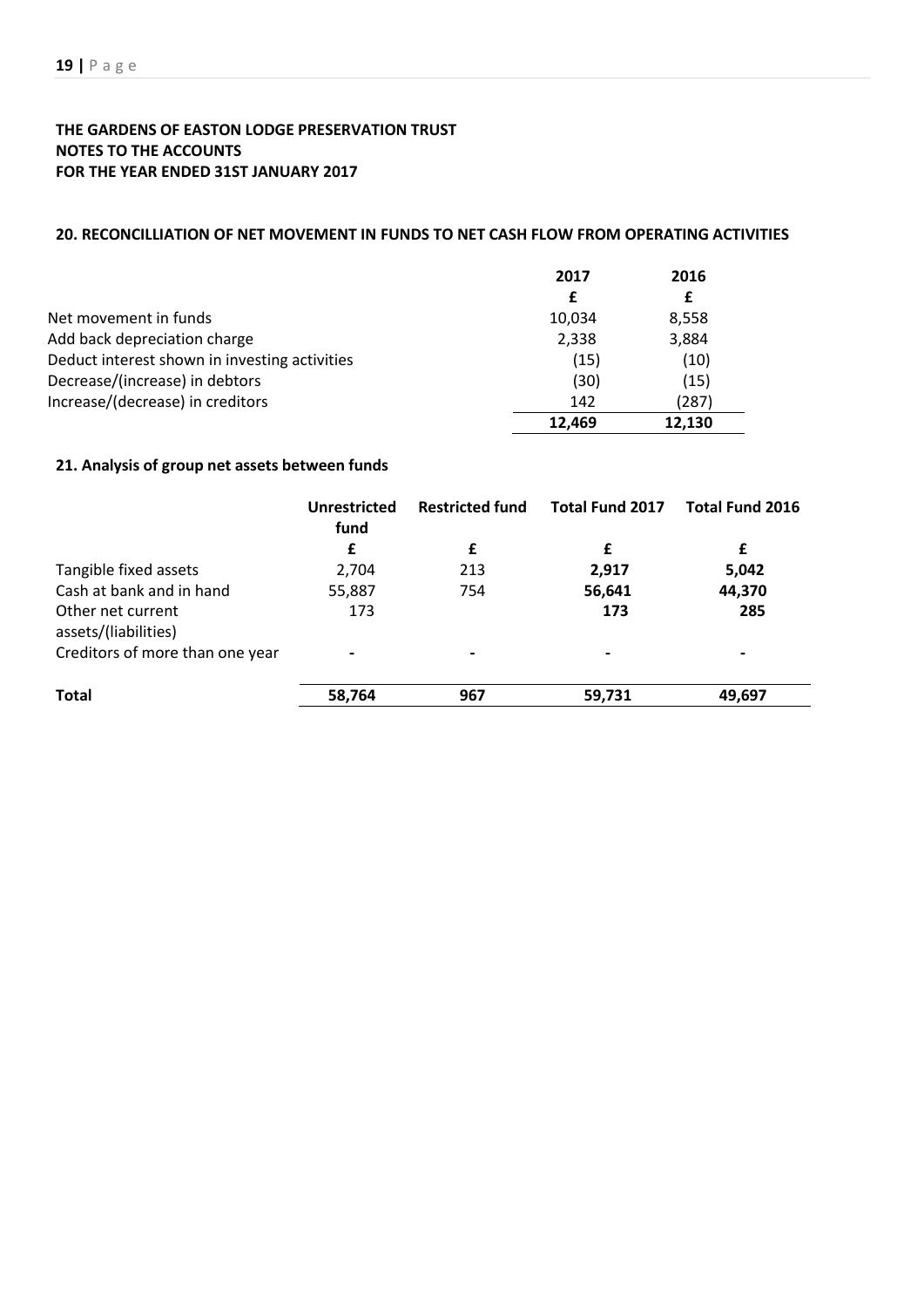**THE GARDENS OF EASTON LODGE PRESERVATION TRUST**
**NOTES TO THE ACCOUNTS**
**FOR THE YEAR ENDED 31ST JANUARY 2017**

### 20. RECONCILLIATION OF NET MOVEMENT IN FUNDS TO NET CASH FLOW FROM OPERATING ACTIVITIES

| | 2017 | 2016 |
|---|---|---|
| | £ | £ |
| Net movement in funds | 10,034 | 8,558 |
| Add back depreciation charge | 2,338 | 3,884 |
| Deduct interest shown in investing activities | (15) | (10) |
| Decrease/(increase) in debtors | (30) | (15) |
| Increase/(decrease) in creditors | 142 | (287) |
| | **12,469** | **12,130** |

### 21. Analysis of group net assets between funds

| | Unrestricted fund | Restricted fund | Total Fund 2017 | Total Fund 2016 |
|---|---|---|---|---|
| | £ | £ | £ | £ |
| Tangible fixed assets | 2,704 | 213 | **2,917** | **5,042** |
| Cash at bank and in hand | 55,887 | 754 | **56,641** | **44,370** |
| Other net current assets/(liabilities) | 173 | | **173** | **285** |
| Creditors of more than one year | - | - | - | - |
| **Total** | **58,764** | **967** | **59,731** | **49,697** |